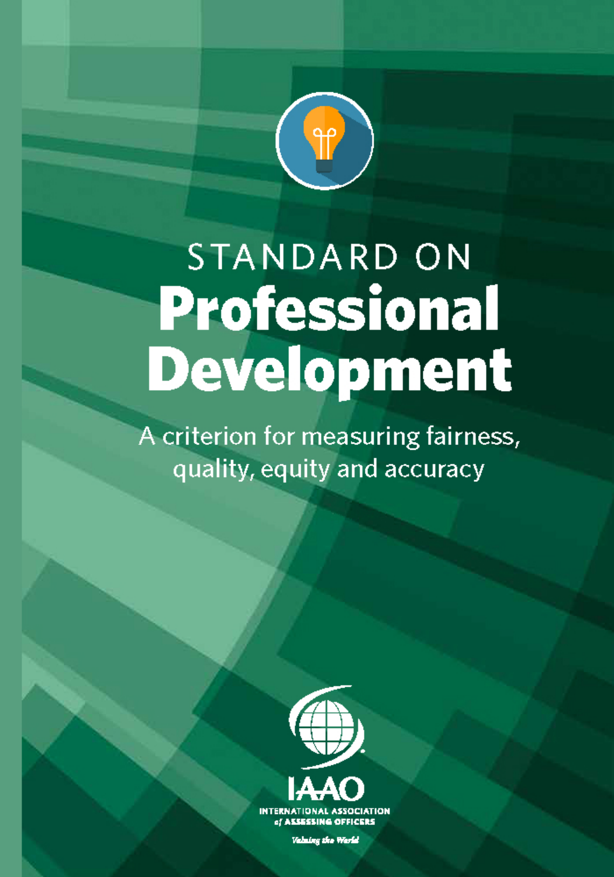STANDARD ON

# Professional Development

A criterion for measuring fairness, quality, equity and accuracy

IAAO

INTERNATIONAL ASSOCIATION of ASSESSING OFFICERS

*Valuing the World*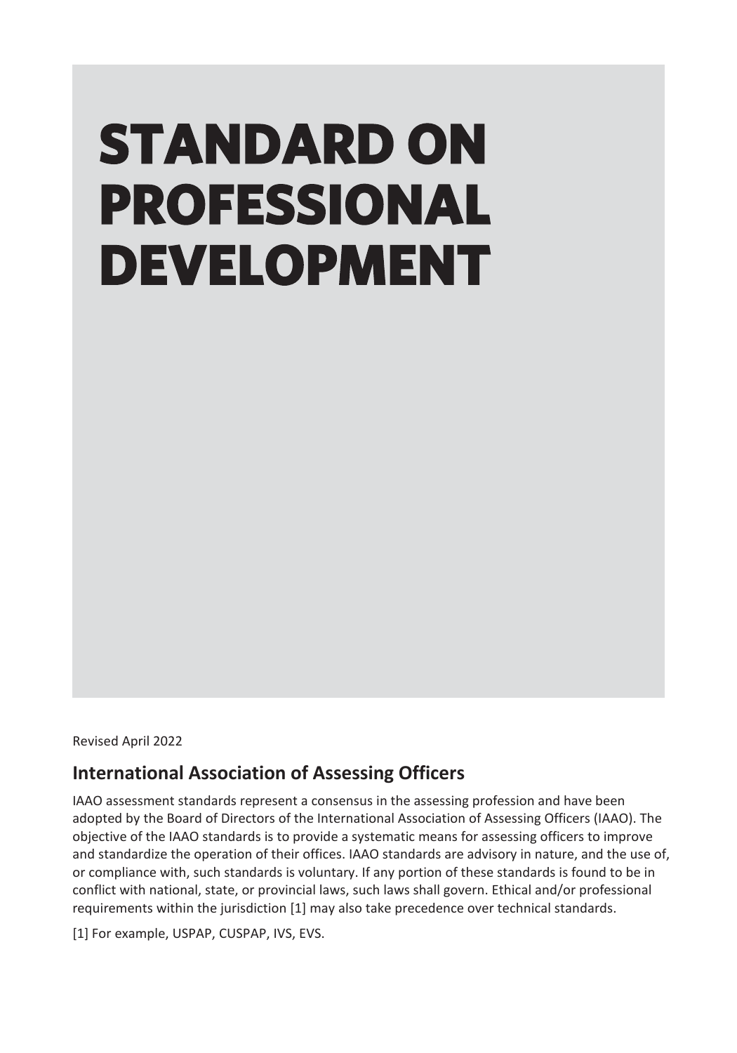# STANDARD ON PROFESSIONAL DEVELOPMENT

Revised April 2022

## International Association of Assessing Officers

IAAO assessment standards represent a consensus in the assessing profession and have been adopted by the Board of Directors of the International Association of Assessing Officers (IAAO). The objective of the IAAO standards is to provide a systematic means for assessing officers to improve and standardize the operation of their offices. IAAO standards are advisory in nature, and the use of, or compliance with, such standards is voluntary. If any portion of these standards is found to be in conflict with national, state, or provincial laws, such laws shall govern. Ethical and/or professional requirements within the jurisdiction [1] may also take precedence over technical standards.

[1] For example, USPAP, CUSPAP, IVS, EVS.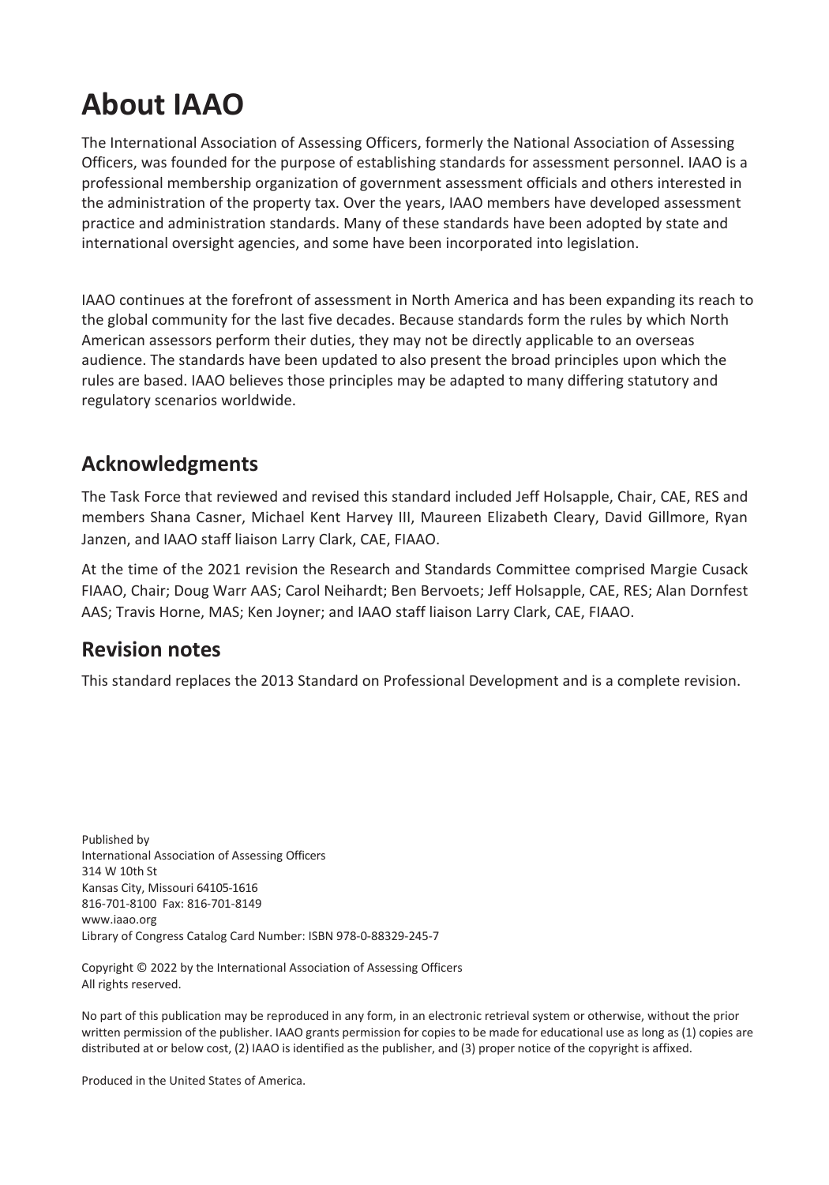# About IAAO

The International Association of Assessing Officers, formerly the National Association of Assessing Officers, was founded for the purpose of establishing standards for assessment personnel. IAAO is a professional membership organization of government assessment officials and others interested in the administration of the property tax. Over the years, IAAO members have developed assessment practice and administration standards. Many of these standards have been adopted by state and international oversight agencies, and some have been incorporated into legislation.

IAAO continues at the forefront of assessment in North America and has been expanding its reach to the global community for the last five decades. Because standards form the rules by which North American assessors perform their duties, they may not be directly applicable to an overseas audience. The standards have been updated to also present the broad principles upon which the rules are based. IAAO believes those principles may be adapted to many differing statutory and regulatory scenarios worldwide.

## Acknowledgments

The Task Force that reviewed and revised this standard included Jeff Holsapple, Chair, CAE, RES and members Shana Casner, Michael Kent Harvey III, Maureen Elizabeth Cleary, David Gillmore, Ryan Janzen, and IAAO staff liaison Larry Clark, CAE, FIAAO.

At the time of the 2021 revision the Research and Standards Committee comprised Margie Cusack FIAAO, Chair; Doug Warr AAS; Carol Neihardt; Ben Bervoets; Jeff Holsapple, CAE, RES; Alan Dornfest AAS; Travis Horne, MAS; Ken Joyner; and IAAO staff liaison Larry Clark, CAE, FIAAO.

## Revision notes

This standard replaces the 2013 Standard on Professional Development and is a complete revision.

Published by
International Association of Assessing Officers
314 W 10th St
Kansas City, Missouri 64105-1616
816-701-8100 Fax: 816-701-8149
www.iaao.org
Library of Congress Catalog Card Number: ISBN 978-0-88329-245-7

Copyright © 2022 by the International Association of Assessing Officers
All rights reserved.

No part of this publication may be reproduced in any form, in an electronic retrieval system or otherwise, without the prior written permission of the publisher. IAAO grants permission for copies to be made for educational use as long as (1) copies are distributed at or below cost, (2) IAAO is identified as the publisher, and (3) proper notice of the copyright is affixed.

Produced in the United States of America.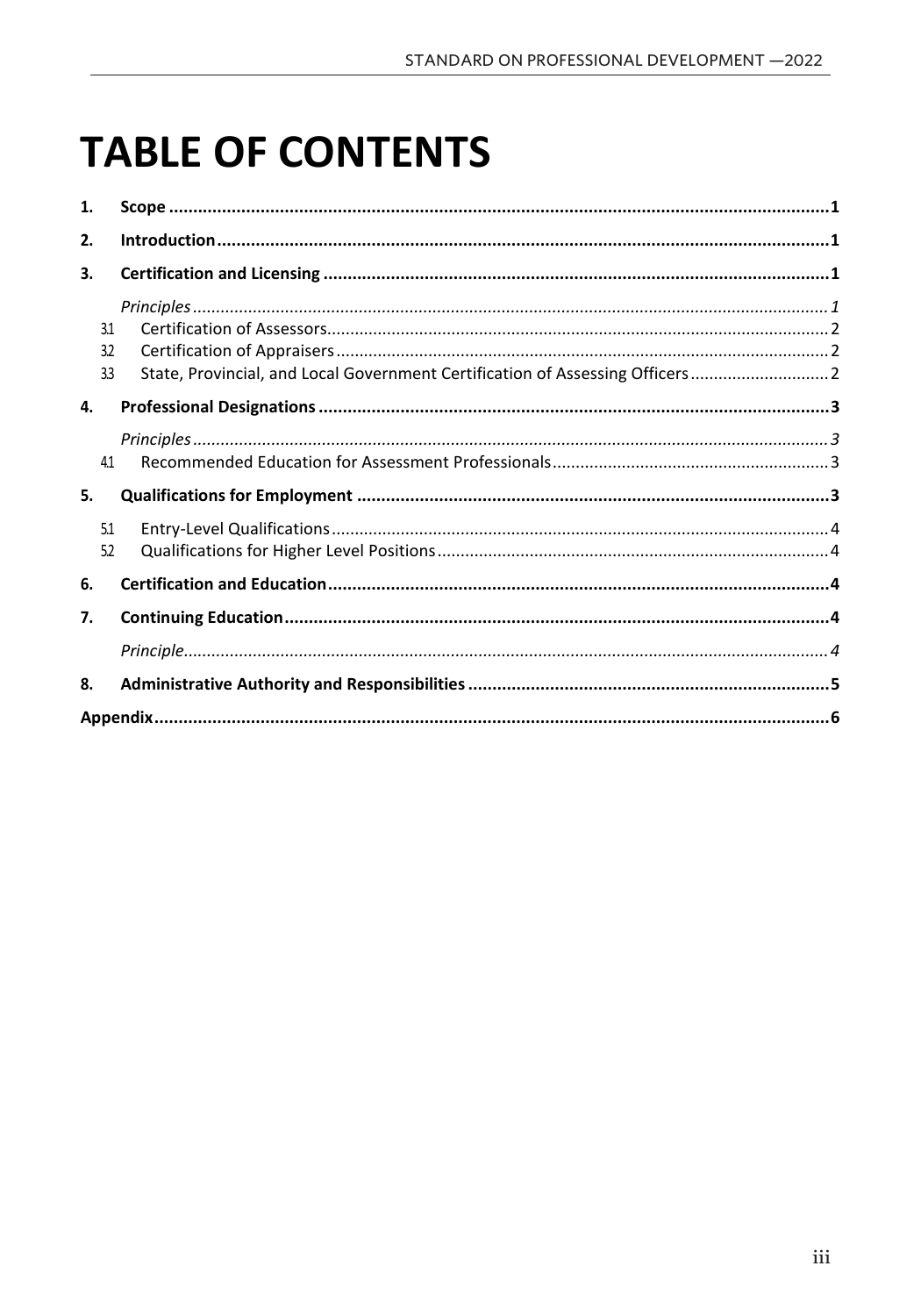# TABLE OF CONTENTS

1. **Scope** ........ 1
2. **Introduction** ........ 1
3. **Certification and Licensing** ........ 1
   - *Principles* ........ 1
   - 3.1 Certification of Assessors ........ 2
   - 3.2 Certification of Appraisers ........ 2
   - 3.3 State, Provincial, and Local Government Certification of Assessing Officers ........ 2
4. **Professional Designations** ........ 3
   - *Principles* ........ 3
   - 4.1 Recommended Education for Assessment Professionals ........ 3
5. **Qualifications for Employment** ........ 3
   - 5.1 Entry-Level Qualifications ........ 4
   - 5.2 Qualifications for Higher Level Positions ........ 4
6. **Certification and Education** ........ 4
7. **Continuing Education** ........ 4
   - *Principle* ........ 4
8. **Administrative Authority and Responsibilities** ........ 5

**Appendix** ........ 6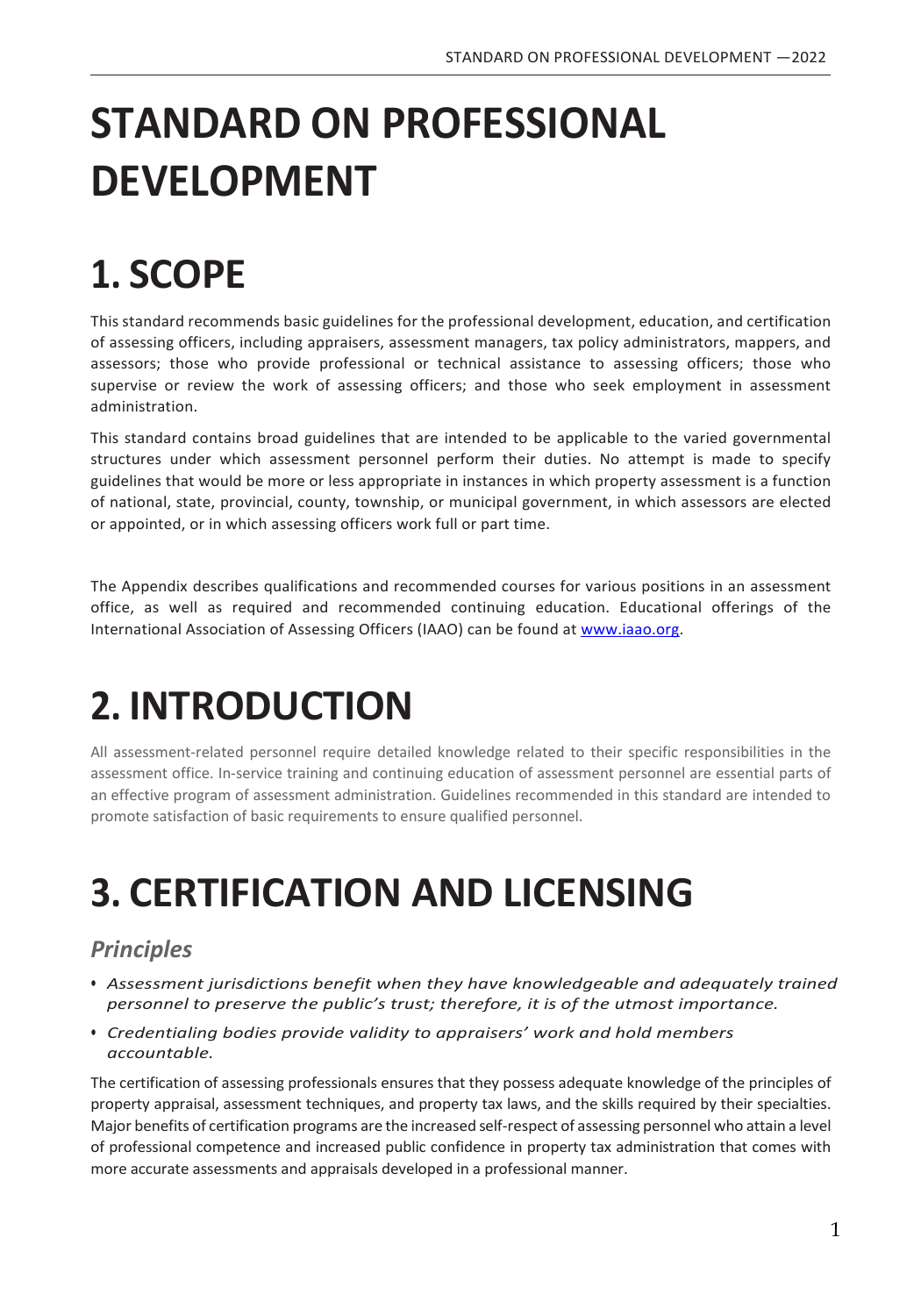# STANDARD ON PROFESSIONAL DEVELOPMENT

# 1. SCOPE

This standard recommends basic guidelines for the professional development, education, and certification of assessing officers, including appraisers, assessment managers, tax policy administrators, mappers, and assessors; those who provide professional or technical assistance to assessing officers; those who supervise or review the work of assessing officers; and those who seek employment in assessment administration.

This standard contains broad guidelines that are intended to be applicable to the varied governmental structures under which assessment personnel perform their duties. No attempt is made to specify guidelines that would be more or less appropriate in instances in which property assessment is a function of national, state, provincial, county, township, or municipal government, in which assessors are elected or appointed, or in which assessing officers work full or part time.

The Appendix describes qualifications and recommended courses for various positions in an assessment office, as well as required and recommended continuing education. Educational offerings of the International Association of Assessing Officers (IAAO) can be found at [www.iaao.org](http://www.iaao.org).

# 2. INTRODUCTION

All assessment-related personnel require detailed knowledge related to their specific responsibilities in the assessment office. In-service training and continuing education of assessment personnel are essential parts of an effective program of assessment administration. Guidelines recommended in this standard are intended to promote satisfaction of basic requirements to ensure qualified personnel.

# 3. CERTIFICATION AND LICENSING

## *Principles*

- *Assessment jurisdictions benefit when they have knowledgeable and adequately trained personnel to preserve the public's trust; therefore, it is of the utmost importance.*
- *Credentialing bodies provide validity to appraisers' work and hold members accountable.*

The certification of assessing professionals ensures that they possess adequate knowledge of the principles of property appraisal, assessment techniques, and property tax laws, and the skills required by their specialties. Major benefits of certification programs are the increased self-respect of assessing personnel who attain a level of professional competence and increased public confidence in property tax administration that comes with more accurate assessments and appraisals developed in a professional manner.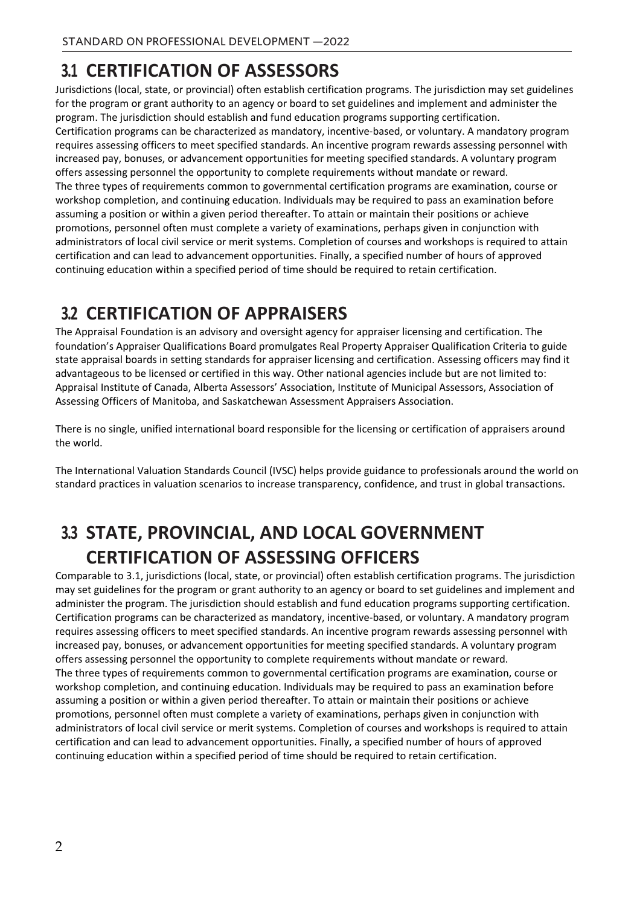## 3.1 CERTIFICATION OF ASSESSORS

Jurisdictions (local, state, or provincial) often establish certification programs. The jurisdiction may set guidelines for the program or grant authority to an agency or board to set guidelines and implement and administer the program. The jurisdiction should establish and fund education programs supporting certification.

Certification programs can be characterized as mandatory, incentive-based, or voluntary. A mandatory program requires assessing officers to meet specified standards. An incentive program rewards assessing personnel with increased pay, bonuses, or advancement opportunities for meeting specified standards. A voluntary program offers assessing personnel the opportunity to complete requirements without mandate or reward.

The three types of requirements common to governmental certification programs are examination, course or workshop completion, and continuing education. Individuals may be required to pass an examination before assuming a position or within a given period thereafter. To attain or maintain their positions or achieve promotions, personnel often must complete a variety of examinations, perhaps given in conjunction with administrators of local civil service or merit systems. Completion of courses and workshops is required to attain certification and can lead to advancement opportunities. Finally, a specified number of hours of approved continuing education within a specified period of time should be required to retain certification.

## 3.2 CERTIFICATION OF APPRAISERS

The Appraisal Foundation is an advisory and oversight agency for appraiser licensing and certification. The foundation's Appraiser Qualifications Board promulgates Real Property Appraiser Qualification Criteria to guide state appraisal boards in setting standards for appraiser licensing and certification. Assessing officers may find it advantageous to be licensed or certified in this way. Other national agencies include but are not limited to: Appraisal Institute of Canada, Alberta Assessors' Association, Institute of Municipal Assessors, Association of Assessing Officers of Manitoba, and Saskatchewan Assessment Appraisers Association.

There is no single, unified international board responsible for the licensing or certification of appraisers around the world.

The International Valuation Standards Council (IVSC) helps provide guidance to professionals around the world on standard practices in valuation scenarios to increase transparency, confidence, and trust in global transactions.

## 3.3 STATE, PROVINCIAL, AND LOCAL GOVERNMENT CERTIFICATION OF ASSESSING OFFICERS

Comparable to 3.1, jurisdictions (local, state, or provincial) often establish certification programs. The jurisdiction may set guidelines for the program or grant authority to an agency or board to set guidelines and implement and administer the program. The jurisdiction should establish and fund education programs supporting certification.

Certification programs can be characterized as mandatory, incentive-based, or voluntary. A mandatory program requires assessing officers to meet specified standards. An incentive program rewards assessing personnel with increased pay, bonuses, or advancement opportunities for meeting specified standards. A voluntary program offers assessing personnel the opportunity to complete requirements without mandate or reward.

The three types of requirements common to governmental certification programs are examination, course or workshop completion, and continuing education. Individuals may be required to pass an examination before assuming a position or within a given period thereafter. To attain or maintain their positions or achieve promotions, personnel often must complete a variety of examinations, perhaps given in conjunction with administrators of local civil service or merit systems. Completion of courses and workshops is required to attain certification and can lead to advancement opportunities. Finally, a specified number of hours of approved continuing education within a specified period of time should be required to retain certification.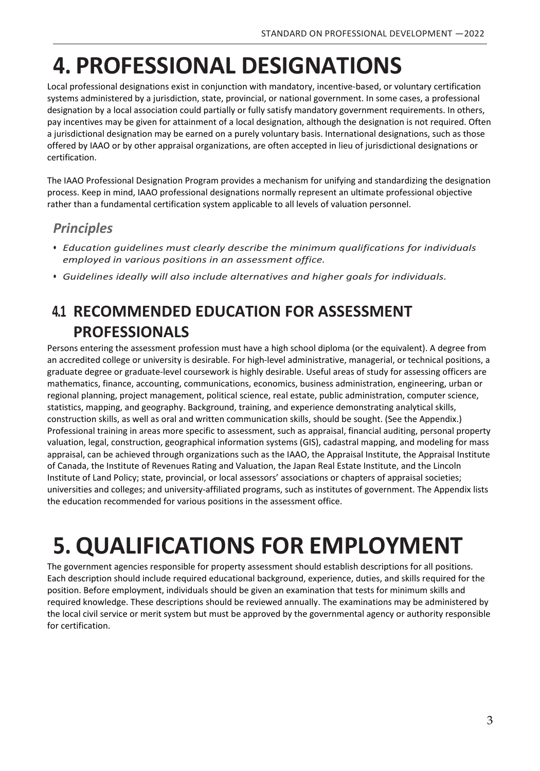# 4. PROFESSIONAL DESIGNATIONS

Local professional designations exist in conjunction with mandatory, incentive-based, or voluntary certification systems administered by a jurisdiction, state, provincial, or national government. In some cases, a professional designation by a local association could partially or fully satisfy mandatory government requirements. In others, pay incentives may be given for attainment of a local designation, although the designation is not required. Often a jurisdictional designation may be earned on a purely voluntary basis. International designations, such as those offered by IAAO or by other appraisal organizations, are often accepted in lieu of jurisdictional designations or certification.

The IAAO Professional Designation Program provides a mechanism for unifying and standardizing the designation process. Keep in mind, IAAO professional designations normally represent an ultimate professional objective rather than a fundamental certification system applicable to all levels of valuation personnel.

### *Principles*

- *Education guidelines must clearly describe the minimum qualifications for individuals employed in various positions in an assessment office.*
- *Guidelines ideally will also include alternatives and higher goals for individuals.*

## 4.1 RECOMMENDED EDUCATION FOR ASSESSMENT PROFESSIONALS

Persons entering the assessment profession must have a high school diploma (or the equivalent). A degree from an accredited college or university is desirable. For high-level administrative, managerial, or technical positions, a graduate degree or graduate-level coursework is highly desirable. Useful areas of study for assessing officers are mathematics, finance, accounting, communications, economics, business administration, engineering, urban or regional planning, project management, political science, real estate, public administration, computer science, statistics, mapping, and geography. Background, training, and experience demonstrating analytical skills, construction skills, as well as oral and written communication skills, should be sought. (See the Appendix.) Professional training in areas more specific to assessment, such as appraisal, financial auditing, personal property valuation, legal, construction, geographical information systems (GIS), cadastral mapping, and modeling for mass appraisal, can be achieved through organizations such as the IAAO, the Appraisal Institute, the Appraisal Institute of Canada, the Institute of Revenues Rating and Valuation, the Japan Real Estate Institute, and the Lincoln Institute of Land Policy; state, provincial, or local assessors' associations or chapters of appraisal societies; universities and colleges; and university-affiliated programs, such as institutes of government. The Appendix lists the education recommended for various positions in the assessment office.

# 5. QUALIFICATIONS FOR EMPLOYMENT

The government agencies responsible for property assessment should establish descriptions for all positions. Each description should include required educational background, experience, duties, and skills required for the position. Before employment, individuals should be given an examination that tests for minimum skills and required knowledge. These descriptions should be reviewed annually. The examinations may be administered by the local civil service or merit system but must be approved by the governmental agency or authority responsible for certification.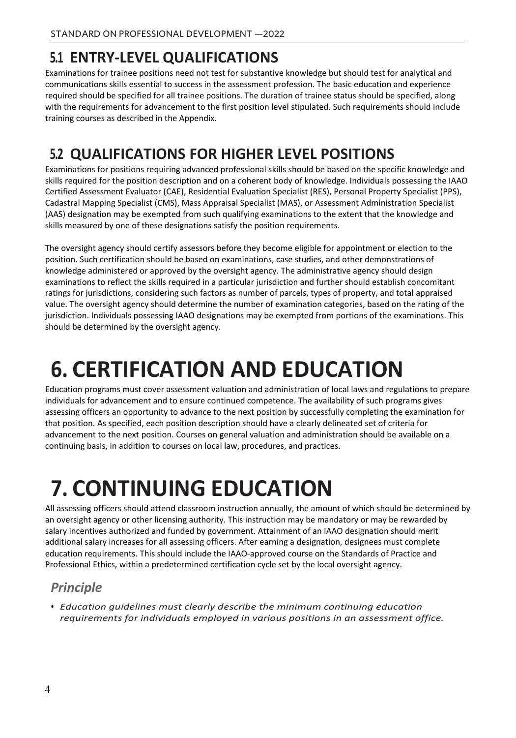## 5.1 ENTRY-LEVEL QUALIFICATIONS

Examinations for trainee positions need not test for substantive knowledge but should test for analytical and communications skills essential to success in the assessment profession. The basic education and experience required should be specified for all trainee positions. The duration of trainee status should be specified, along with the requirements for advancement to the first position level stipulated. Such requirements should include training courses as described in the Appendix.

## 5.2 QUALIFICATIONS FOR HIGHER LEVEL POSITIONS

Examinations for positions requiring advanced professional skills should be based on the specific knowledge and skills required for the position description and on a coherent body of knowledge. Individuals possessing the IAAO Certified Assessment Evaluator (CAE), Residential Evaluation Specialist (RES), Personal Property Specialist (PPS), Cadastral Mapping Specialist (CMS), Mass Appraisal Specialist (MAS), or Assessment Administration Specialist (AAS) designation may be exempted from such qualifying examinations to the extent that the knowledge and skills measured by one of these designations satisfy the position requirements.

The oversight agency should certify assessors before they become eligible for appointment or election to the position. Such certification should be based on examinations, case studies, and other demonstrations of knowledge administered or approved by the oversight agency. The administrative agency should design examinations to reflect the skills required in a particular jurisdiction and further should establish concomitant ratings for jurisdictions, considering such factors as number of parcels, types of property, and total appraised value. The oversight agency should determine the number of examination categories, based on the rating of the jurisdiction. Individuals possessing IAAO designations may be exempted from portions of the examinations. This should be determined by the oversight agency.

# 6. CERTIFICATION AND EDUCATION

Education programs must cover assessment valuation and administration of local laws and regulations to prepare individuals for advancement and to ensure continued competence. The availability of such programs gives assessing officers an opportunity to advance to the next position by successfully completing the examination for that position. As specified, each position description should have a clearly delineated set of criteria for advancement to the next position. Courses on general valuation and administration should be available on a continuing basis, in addition to courses on local law, procedures, and practices.

# 7. CONTINUING EDUCATION

All assessing officers should attend classroom instruction annually, the amount of which should be determined by an oversight agency or other licensing authority. This instruction may be mandatory or may be rewarded by salary incentives authorized and funded by government. Attainment of an IAAO designation should merit additional salary increases for all assessing officers. After earning a designation, designees must complete education requirements. This should include the IAAO-approved course on the Standards of Practice and Professional Ethics, within a predetermined certification cycle set by the local oversight agency.

### *Principle*

- *Education guidelines must clearly describe the minimum continuing education requirements for individuals employed in various positions in an assessment office.*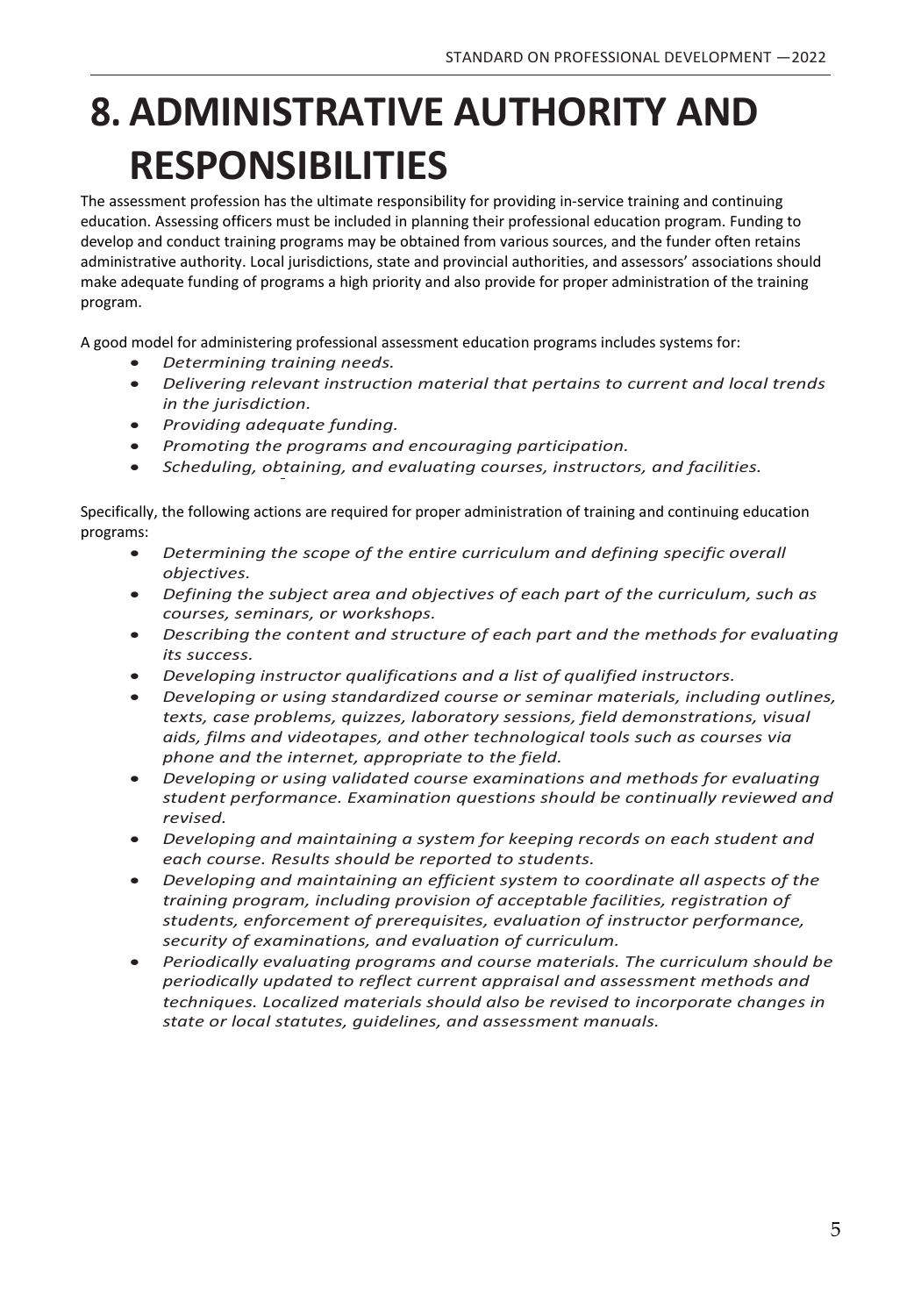# 8. ADMINISTRATIVE AUTHORITY AND RESPONSIBILITIES

The assessment profession has the ultimate responsibility for providing in-service training and continuing education. Assessing officers must be included in planning their professional education program. Funding to develop and conduct training programs may be obtained from various sources, and the funder often retains administrative authority. Local jurisdictions, state and provincial authorities, and assessors' associations should make adequate funding of programs a high priority and also provide for proper administration of the training program.

A good model for administering professional assessment education programs includes systems for:

- *Determining training needs.*
- *Delivering relevant instruction material that pertains to current and local trends in the jurisdiction.*
- *Providing adequate funding.*
- *Promoting the programs and encouraging participation.*
- *Scheduling, obtaining, and evaluating courses, instructors, and facilities.*

Specifically, the following actions are required for proper administration of training and continuing education programs:

- *Determining the scope of the entire curriculum and defining specific overall objectives.*
- *Defining the subject area and objectives of each part of the curriculum, such as courses, seminars, or workshops.*
- *Describing the content and structure of each part and the methods for evaluating its success.*
- *Developing instructor qualifications and a list of qualified instructors.*
- *Developing or using standardized course or seminar materials, including outlines, texts, case problems, quizzes, laboratory sessions, field demonstrations, visual aids, films and videotapes, and other technological tools such as courses via phone and the internet, appropriate to the field.*
- *Developing or using validated course examinations and methods for evaluating student performance. Examination questions should be continually reviewed and revised.*
- *Developing and maintaining a system for keeping records on each student and each course. Results should be reported to students.*
- *Developing and maintaining an efficient system to coordinate all aspects of the training program, including provision of acceptable facilities, registration of students, enforcement of prerequisites, evaluation of instructor performance, security of examinations, and evaluation of curriculum.*
- *Periodically evaluating programs and course materials. The curriculum should be periodically updated to reflect current appraisal and assessment methods and techniques. Localized materials should also be revised to incorporate changes in state or local statutes, guidelines, and assessment manuals.*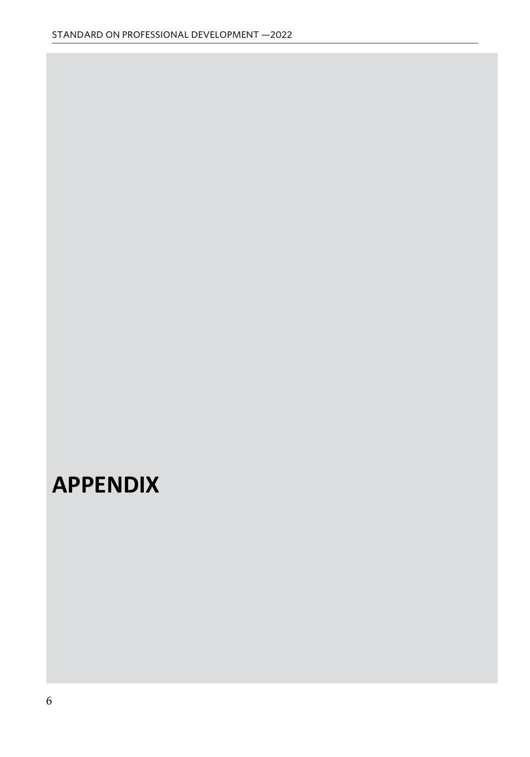# APPENDIX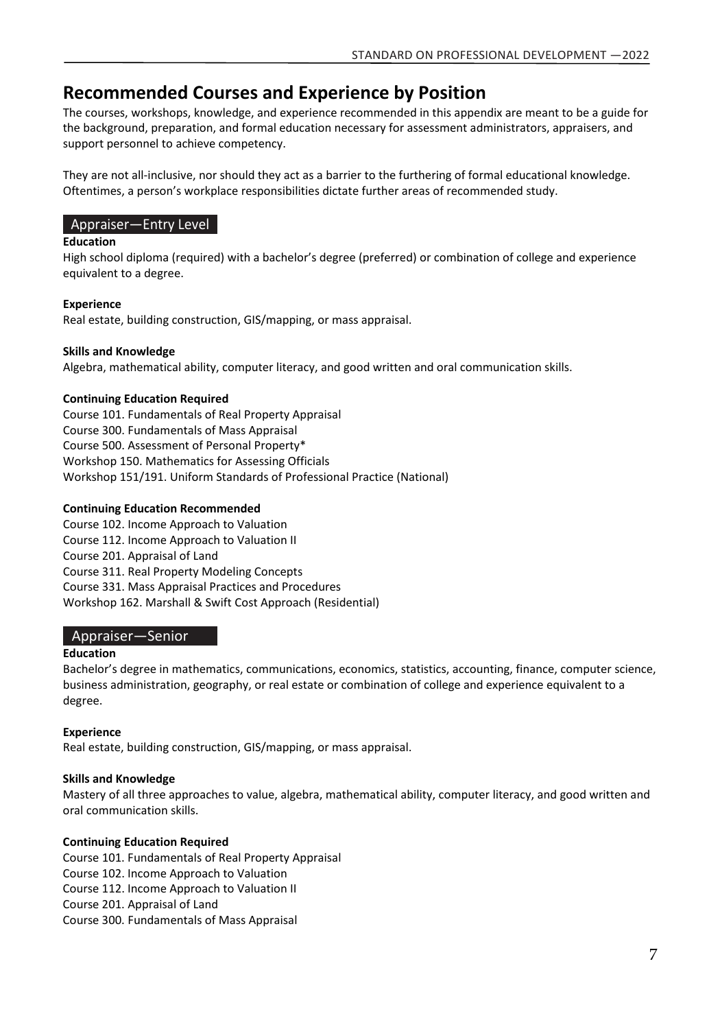## Recommended Courses and Experience by Position

The courses, workshops, knowledge, and experience recommended in this appendix are meant to be a guide for the background, preparation, and formal education necessary for assessment administrators, appraisers, and support personnel to achieve competency.

They are not all-inclusive, nor should they act as a barrier to the furthering of formal educational knowledge. Oftentimes, a person's workplace responsibilities dictate further areas of recommended study.

### Appraiser—Entry Level

**Education**

High school diploma (required) with a bachelor's degree (preferred) or combination of college and experience equivalent to a degree.

**Experience**

Real estate, building construction, GIS/mapping, or mass appraisal.

**Skills and Knowledge**

Algebra, mathematical ability, computer literacy, and good written and oral communication skills.

**Continuing Education Required**

Course 101. Fundamentals of Real Property Appraisal
Course 300. Fundamentals of Mass Appraisal
Course 500. Assessment of Personal Property*
Workshop 150. Mathematics for Assessing Officials
Workshop 151/191. Uniform Standards of Professional Practice (National)

**Continuing Education Recommended**

Course 102. Income Approach to Valuation
Course 112. Income Approach to Valuation II
Course 201. Appraisal of Land
Course 311. Real Property Modeling Concepts
Course 331. Mass Appraisal Practices and Procedures
Workshop 162. Marshall & Swift Cost Approach (Residential)

### Appraiser—Senior

**Education**

Bachelor's degree in mathematics, communications, economics, statistics, accounting, finance, computer science, business administration, geography, or real estate or combination of college and experience equivalent to a degree.

**Experience**

Real estate, building construction, GIS/mapping, or mass appraisal.

**Skills and Knowledge**

Mastery of all three approaches to value, algebra, mathematical ability, computer literacy, and good written and oral communication skills.

**Continuing Education Required**

Course 101. Fundamentals of Real Property Appraisal
Course 102. Income Approach to Valuation
Course 112. Income Approach to Valuation II
Course 201. Appraisal of Land
Course 300. Fundamentals of Mass Appraisal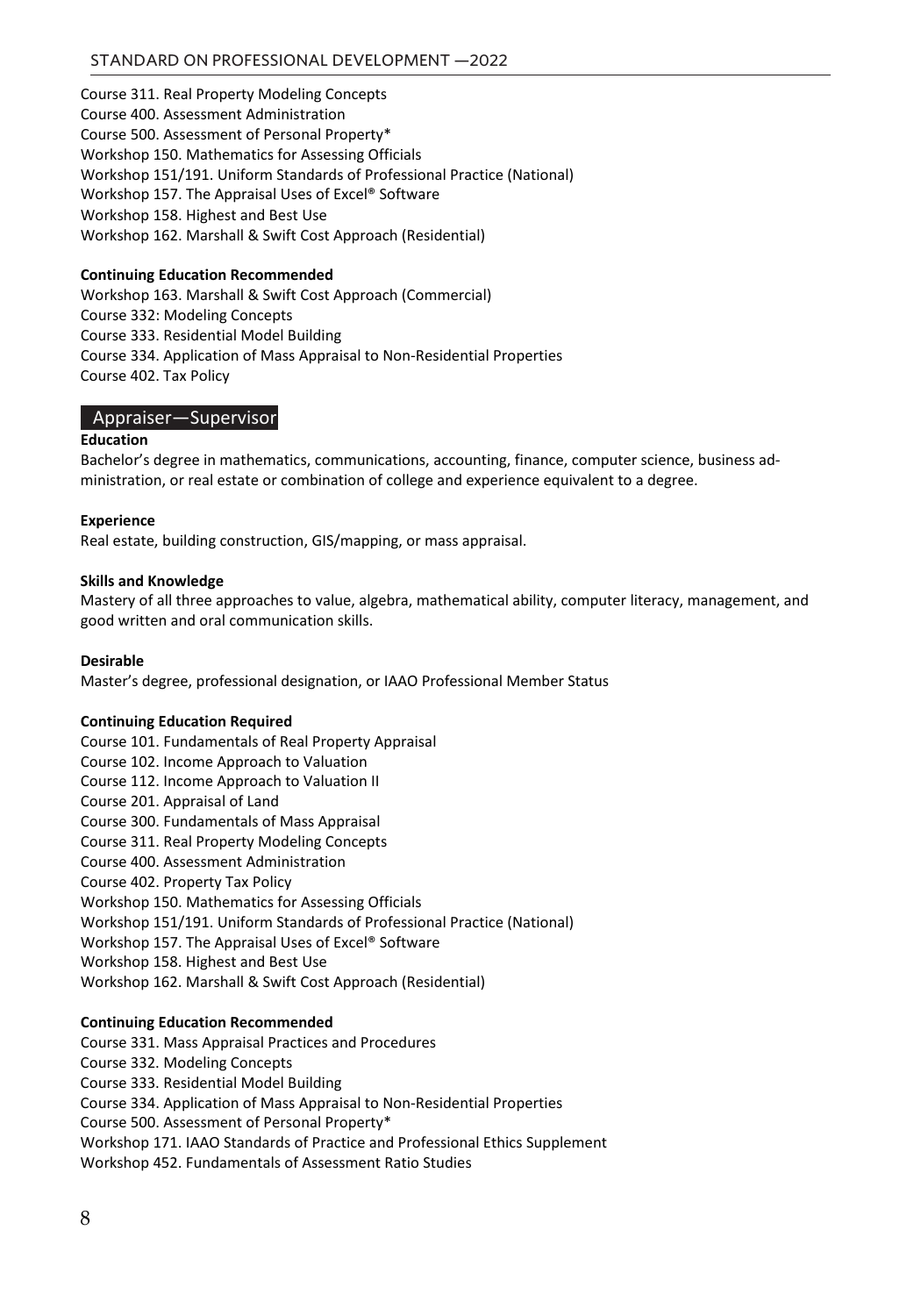Course 311. Real Property Modeling Concepts
Course 400. Assessment Administration
Course 500. Assessment of Personal Property*
Workshop 150. Mathematics for Assessing Officials
Workshop 151/191. Uniform Standards of Professional Practice (National)
Workshop 157. The Appraisal Uses of Excel® Software
Workshop 158. Highest and Best Use
Workshop 162. Marshall & Swift Cost Approach (Residential)

**Continuing Education Recommended**

Workshop 163. Marshall & Swift Cost Approach (Commercial)
Course 332: Modeling Concepts
Course 333. Residential Model Building
Course 334. Application of Mass Appraisal to Non-Residential Properties
Course 402. Tax Policy

## Appraiser—Supervisor

**Education**

Bachelor's degree in mathematics, communications, accounting, finance, computer science, business administration, or real estate or combination of college and experience equivalent to a degree.

**Experience**

Real estate, building construction, GIS/mapping, or mass appraisal.

**Skills and Knowledge**

Mastery of all three approaches to value, algebra, mathematical ability, computer literacy, management, and good written and oral communication skills.

**Desirable**

Master's degree, professional designation, or IAAO Professional Member Status

**Continuing Education Required**

Course 101. Fundamentals of Real Property Appraisal
Course 102. Income Approach to Valuation
Course 112. Income Approach to Valuation II
Course 201. Appraisal of Land
Course 300. Fundamentals of Mass Appraisal
Course 311. Real Property Modeling Concepts
Course 400. Assessment Administration
Course 402. Property Tax Policy
Workshop 150. Mathematics for Assessing Officials
Workshop 151/191. Uniform Standards of Professional Practice (National)
Workshop 157. The Appraisal Uses of Excel® Software
Workshop 158. Highest and Best Use
Workshop 162. Marshall & Swift Cost Approach (Residential)

**Continuing Education Recommended**

Course 331. Mass Appraisal Practices and Procedures
Course 332. Modeling Concepts
Course 333. Residential Model Building
Course 334. Application of Mass Appraisal to Non-Residential Properties
Course 500. Assessment of Personal Property*
Workshop 171. IAAO Standards of Practice and Professional Ethics Supplement
Workshop 452. Fundamentals of Assessment Ratio Studies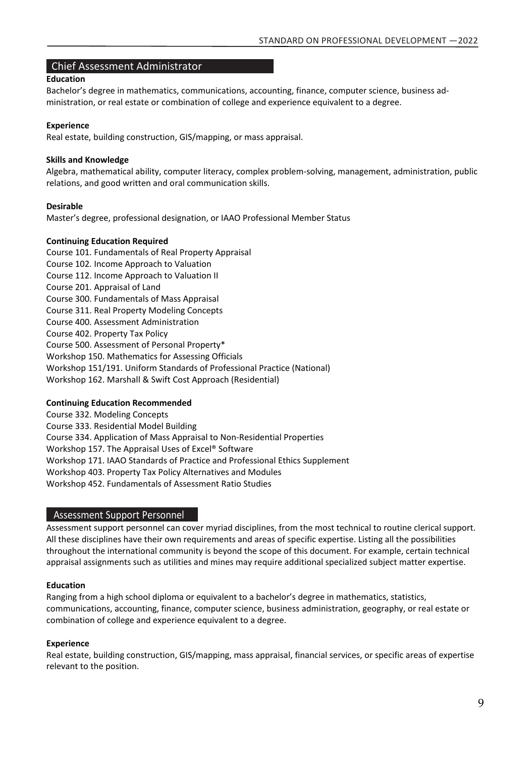## Chief Assessment Administrator

**Education**

Bachelor's degree in mathematics, communications, accounting, finance, computer science, business administration, or real estate or combination of college and experience equivalent to a degree.

**Experience**

Real estate, building construction, GIS/mapping, or mass appraisal.

**Skills and Knowledge**

Algebra, mathematical ability, computer literacy, complex problem-solving, management, administration, public relations, and good written and oral communication skills.

**Desirable**

Master's degree, professional designation, or IAAO Professional Member Status

**Continuing Education Required**

Course 101. Fundamentals of Real Property Appraisal
Course 102. Income Approach to Valuation
Course 112. Income Approach to Valuation II
Course 201. Appraisal of Land
Course 300. Fundamentals of Mass Appraisal
Course 311. Real Property Modeling Concepts
Course 400. Assessment Administration
Course 402. Property Tax Policy
Course 500. Assessment of Personal Property*
Workshop 150. Mathematics for Assessing Officials
Workshop 151/191. Uniform Standards of Professional Practice (National)
Workshop 162. Marshall & Swift Cost Approach (Residential)

**Continuing Education Recommended**

Course 332. Modeling Concepts
Course 333. Residential Model Building
Course 334. Application of Mass Appraisal to Non-Residential Properties
Workshop 157. The Appraisal Uses of Excel® Software
Workshop 171. IAAO Standards of Practice and Professional Ethics Supplement
Workshop 403. Property Tax Policy Alternatives and Modules
Workshop 452. Fundamentals of Assessment Ratio Studies

## Assessment Support Personnel

Assessment support personnel can cover myriad disciplines, from the most technical to routine clerical support. All these disciplines have their own requirements and areas of specific expertise. Listing all the possibilities throughout the international community is beyond the scope of this document. For example, certain technical appraisal assignments such as utilities and mines may require additional specialized subject matter expertise.

**Education**

Ranging from a high school diploma or equivalent to a bachelor's degree in mathematics, statistics, communications, accounting, finance, computer science, business administration, geography, or real estate or combination of college and experience equivalent to a degree.

**Experience**

Real estate, building construction, GIS/mapping, mass appraisal, financial services, or specific areas of expertise relevant to the position.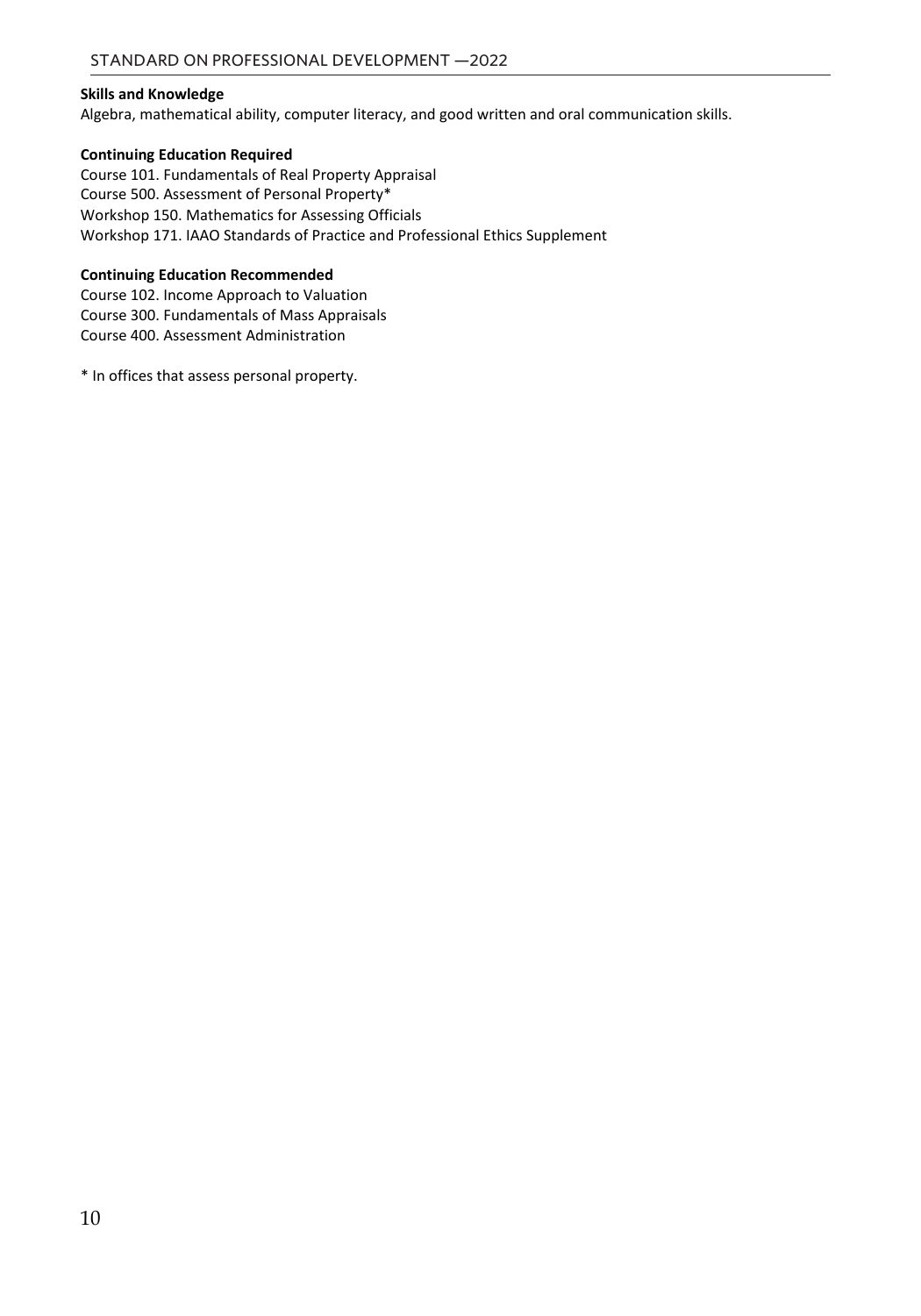**Skills and Knowledge**

Algebra, mathematical ability, computer literacy, and good written and oral communication skills.

**Continuing Education Required**

Course 101. Fundamentals of Real Property Appraisal
Course 500. Assessment of Personal Property*
Workshop 150. Mathematics for Assessing Officials
Workshop 171. IAAO Standards of Practice and Professional Ethics Supplement

**Continuing Education Recommended**

Course 102. Income Approach to Valuation
Course 300. Fundamentals of Mass Appraisals
Course 400. Assessment Administration

* In offices that assess personal property.